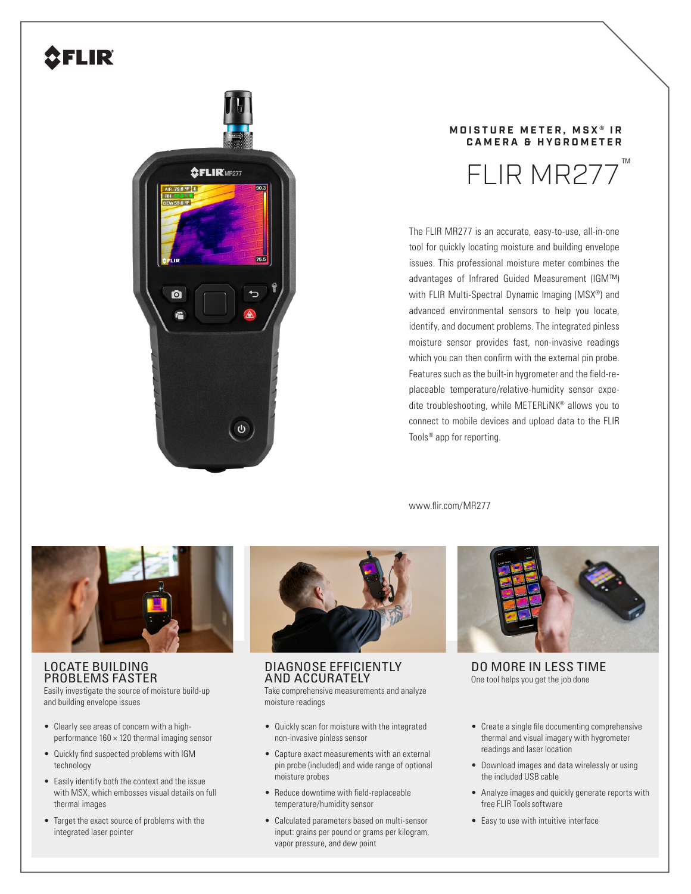# MOISTURE METER, MSX® IR CAMERA & HYGROMETER

# FLIR MR277™

The FLIR MR277 is an accurate, easy-to-use, all-in-one tool for quickly locating moisture and building envelope issues. This professional moisture meter combines the advantages of Infrared Guided Measurement (IGM™) with FLIR Multi-Spectral Dynamic Imaging (MSX®) and advanced environmental sensors to help you locate, identify, and document problems. The integrated pinless moisture sensor provides fast, non-invasive readings which you can then confirm with the external pin probe. Features such as the built-in hygrometer and the field-replaceable temperature/relative-humidity sensor expedite troubleshooting, while METERLiNK® allows you to connect to mobile devices and upload data to the FLIR Tools® app for reporting.

www.flir.com/MR277

## LOCATE BUILDING PROBLEMS FASTER

Easily investigate the source of moisture build-up and building envelope issues

- Clearly see areas of concern with a high-performance 160 × 120 thermal imaging sensor
- Quickly find suspected problems with IGM technology
- Easily identify both the context and the issue with MSX, which embosses visual details on full thermal images
- Target the exact source of problems with the integrated laser pointer

## DIAGNOSE EFFICIENTLY AND ACCURATELY

Take comprehensive measurements and analyze moisture readings

- Quickly scan for moisture with the integrated non-invasive pinless sensor
- Capture exact measurements with an external pin probe (included) and wide range of optional moisture probes
- Reduce downtime with field-replaceable temperature/humidity sensor
- Calculated parameters based on multi-sensor input: grains per pound or grams per kilogram, vapor pressure, and dew point

## DO MORE IN LESS TIME

One tool helps you get the job done

- Create a single file documenting comprehensive thermal and visual imagery with hygrometer readings and laser location
- Download images and data wirelessly or using the included USB cable
- Analyze images and quickly generate reports with free FLIR Tools software
- Easy to use with intuitive interface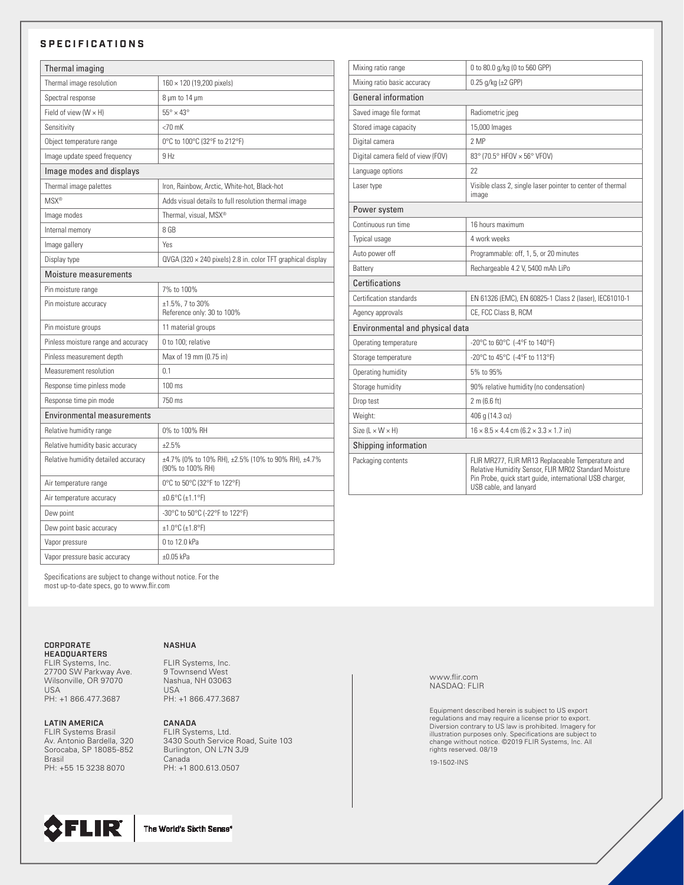## SPECIFICATIONS

| | |
|---|---|
| **Thermal imaging** | |
| Thermal image resolution | 160 × 120 (19,200 pixels) |
| Spectral response | 8 µm to 14 µm |
| Field of view (W × H) | 55° × 43° |
| Sensitivity | <70 mK |
| Object temperature range | 0°C to 100°C (32°F to 212°F) |
| Image update speed frequency | 9 Hz |
| **Image modes and displays** | |
| Thermal image palettes | Iron, Rainbow, Arctic, White-hot, Black-hot |
| MSX® | Adds visual details to full resolution thermal image |
| Image modes | Thermal, visual, MSX® |
| Internal memory | 8 GB |
| Image gallery | Yes |
| Display type | QVGA (320 × 240 pixels) 2.8 in. color TFT graphical display |
| **Moisture measurements** | |
| Pin moisture range | 7% to 100% |
| Pin moisture accuracy | ±1.5%, 7 to 30% Reference only: 30 to 100% |
| Pin moisture groups | 11 material groups |
| Pinless moisture range and accuracy | 0 to 100; relative |
| Pinless measurement depth | Max of 19 mm (0.75 in) |
| Measurement resolution | 0.1 |
| Response time pinless mode | 100 ms |
| Response time pin mode | 750 ms |
| **Environmental measurements** | |
| Relative humidity range | 0% to 100% RH |
| Relative humidity basic accuracy | ±2.5% |
| Relative humidity detailed accuracy | ±4.7% (0% to 10% RH), ±2.5% (10% to 90% RH), ±4.7% (90% to 100% RH) |
| Air temperature range | 0°C to 50°C (32°F to 122°F) |
| Air temperature accuracy | ±0.6°C (±1.1°F) |
| Dew point | -30°C to 50°C (-22°F to 122°F) |
| Dew point basic accuracy | ±1.0°C (±1.8°F) |
| Vapor pressure | 0 to 12.0 kPa |
| Vapor pressure basic accuracy | ±0.05 kPa |
| Mixing ratio range | 0 to 80.0 g/kg (0 to 560 GPP) |
| Mixing ratio basic accuracy | 0.25 g/kg (±2 GPP) |
| **General information** | |
| Saved image file format | Radiometric jpeg |
| Stored image capacity | 15,000 Images |
| Digital camera | 2 MP |
| Digital camera field of view (FOV) | 83° (70.5° HFOV × 56° VFOV) |
| Language options | 22 |
| Laser type | Visible class 2, single laser pointer to center of thermal image |
| **Power system** | |
| Continuous run time | 16 hours maximum |
| Typical usage | 4 work weeks |
| Auto power off | Programmable: off, 1, 5, or 20 minutes |
| Battery | Rechargeable 4.2 V, 5400 mAh LiPo |
| **Certifications** | |
| Certification standards | EN 61326 (EMC), EN 60825-1 Class 2 (laser), IEC61010-1 |
| Agency approvals | CE, FCC Class B, RCM |
| **Environmental and physical data** | |
| Operating temperature | -20°C to 60°C (-4°F to 140°F) |
| Storage temperature | -20°C to 45°C (-4°F to 113°F) |
| Operating humidity | 5% to 95% |
| Storage humidity | 90% relative humidity (no condensation) |
| Drop test | 2 m (6.6 ft) |
| Weight: | 406 g (14.3 oz) |
| Size (L × W × H) | 16 × 8.5 × 4.4 cm (6.2 × 3.3 × 1.7 in) |
| **Shipping information** | |
| Packaging contents | FLIR MR277, FLIR MR13 Replaceable Temperature and Relative Humidity Sensor, FLIR MR02 Standard Moisture Pin Probe, quick start guide, international USB charger, USB cable, and lanyard |

Specifications are subject to change without notice. For the most up-to-date specs, go to www.flir.com

**CORPORATE HEADQUARTERS**
FLIR Systems, Inc.
27700 SW Parkway Ave.
Wilsonville, OR 97070
USA
PH: +1 866.477.3687

**LATIN AMERICA**
FLIR Systems Brasil
Av. Antonio Bardella, 320
Sorocaba, SP 18085-852
Brasil
PH: +55 15 3238 8070

**NASHUA**
FLIR Systems, Inc.
9 Townsend West
Nashua, NH 03063
USA
PH: +1 866.477.3687

**CANADA**
FLIR Systems, Ltd.
3430 South Service Road, Suite 103
Burlington, ON L7N 3J9
Canada
PH: +1 800.613.0507

www.flir.com
NASDAQ: FLIR

Equipment described herein is subject to US export regulations and may require a license prior to export. Diversion contrary to US law is prohibited. Imagery for illustration purposes only. Specifications are subject to change without notice. ©2019 FLIR Systems, Inc. All rights reserved. 08/19

19-1502-INS

FLIR | The World's Sixth Sense®